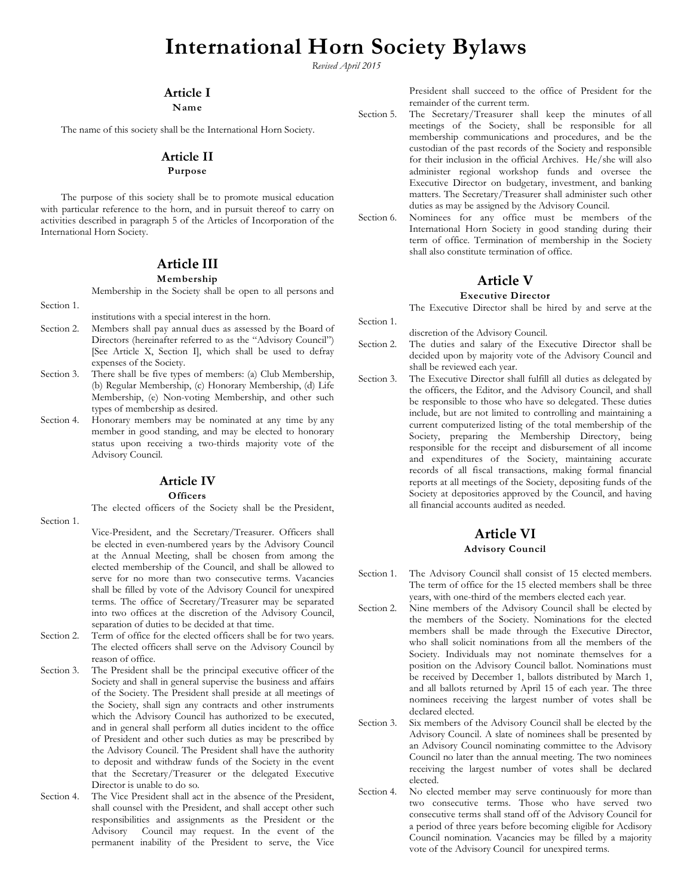# International Horn Society Bylaws

*Revised April 2015*

## Article I

### Name

The name of this society shall be the International Horn Society.

## Article II

### Purpose

The purpose of this society shall be to promote musical education with particular reference to the horn, and in pursuit thereof to carry on activities described in paragraph 5 of the Articles of Incorporation of the International Horn Society.

## Article III

### Membership

Section 1. Membership in the Society shall be open to all persons and institutions with a special interest in the horn.

Section 2. Members shall pay annual dues as assessed by the Board of Directors (hereinafter referred to as the "Advisory Council") [See Article X, Section I], which shall be used to defray expenses of the Society.

Section 3. There shall be five types of members: (a) Club Membership, (b) Regular Membership, (c) Honorary Membership, (d) Life Membership, (e) Non-voting Membership, and other such types of membership as desired.

Section 4. Honorary members may be nominated at any time by any member in good standing, and may be elected to honorary status upon receiving a two-thirds majority vote of the Advisory Council.

## Article IV

### Officers

Section 1. The elected officers of the Society shall be the President, Vice-President, and the Secretary/Treasurer. Officers shall be elected in even-numbered years by the Advisory Council at the Annual Meeting, shall be chosen from among the elected membership of the Council, and shall be allowed to serve for no more than two consecutive terms. Vacancies shall be filled by vote of the Advisory Council for unexpired terms. The office of Secretary/Treasurer may be separated into two offices at the discretion of the Advisory Council, separation of duties to be decided at that time.

Section 2. Term of office for the elected officers shall be for two years. The elected officers shall serve on the Advisory Council by reason of office.

Section 3. The President shall be the principal executive officer of the Society and shall in general supervise the business and affairs of the Society. The President shall preside at all meetings of the Society, shall sign any contracts and other instruments which the Advisory Council has authorized to be executed, and in general shall perform all duties incident to the office of President and other such duties as may be prescribed by the Advisory Council. The President shall have the authority to deposit and withdraw funds of the Society in the event that the Secretary/Treasurer or the delegated Executive Director is unable to do so.

Section 4. The Vice President shall act in the absence of the President, shall counsel with the President, and shall accept other such responsibilities and assignments as the President or the Advisory Council may request. In the event of the permanent inability of the President to serve, the Vice President shall succeed to the office of President for the remainder of the current term.

Section 5. The Secretary/Treasurer shall keep the minutes of all meetings of the Society, shall be responsible for all membership communications and procedures, and be the custodian of the past records of the Society and responsible for their inclusion in the official Archives. He/she will also administer regional workshop funds and oversee the Executive Director on budgetary, investment, and banking matters. The Secretary/Treasurer shall administer such other duties as may be assigned by the Advisory Council.

Section 6. Nominees for any office must be members of the International Horn Society in good standing during their term of office. Termination of membership in the Society shall also constitute termination of office.

## Article V

### Executive Director

Section 1. The Executive Director shall be hired by and serve at the discretion of the Advisory Council.

Section 2. The duties and salary of the Executive Director shall be decided upon by majority vote of the Advisory Council and shall be reviewed each year.

Section 3. The Executive Director shall fulfill all duties as delegated by the officers, the Editor, and the Advisory Council, and shall be responsible to those who have so delegated. These duties include, but are not limited to controlling and maintaining a current computerized listing of the total membership of the Society, preparing the Membership Directory, being responsible for the receipt and disbursement of all income and expenditures of the Society, maintaining accurate records of all fiscal transactions, making formal financial reports at all meetings of the Society, depositing funds of the Society at depositories approved by the Council, and having all financial accounts audited as needed.

## Article VI

### Advisory Council

Section 1. The Advisory Council shall consist of 15 elected members. The term of office for the 15 elected members shall be three years, with one-third of the members elected each year.

Section 2. Nine members of the Advisory Council shall be elected by the members of the Society. Nominations for the elected members shall be made through the Executive Director, who shall solicit nominations from all the members of the Society. Individuals may not nominate themselves for a position on the Advisory Council ballot. Nominations must be received by December 1, ballots distributed by March 1, and all ballots returned by April 15 of each year. The three nominees receiving the largest number of votes shall be declared elected.

Section 3. Six members of the Advisory Council shall be elected by the Advisory Council. A slate of nominees shall be presented by an Advisory Council nominating committee to the Advisory Council no later than the annual meeting. The two nominees receiving the largest number of votes shall be declared elected.

Section 4. No elected member may serve continuously for more than two consecutive terms. Those who have served two consecutive terms shall stand off of the Advisory Council for a period of three years before becoming eligible for Acdisory Council nomination. Vacancies may be filled by a majority vote of the Advisory Council for unexpired terms.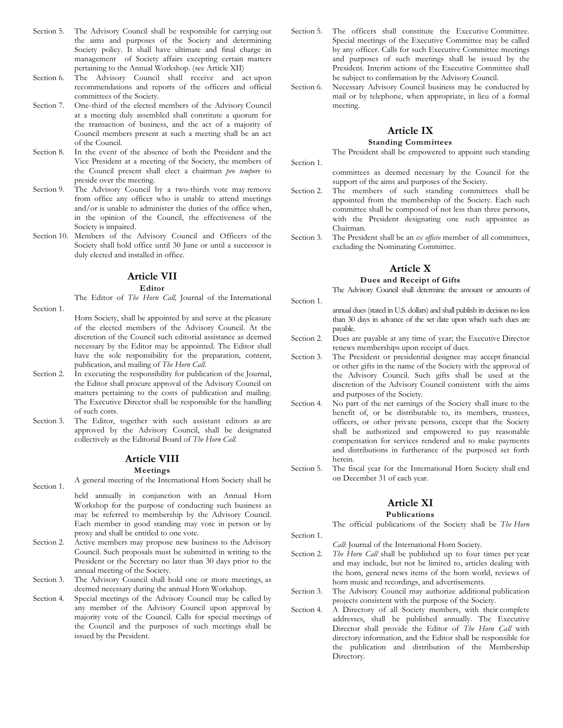Section 5. The Advisory Council shall be responsible for carrying out the aims and purposes of the Society and determining Society policy. It shall have ultimate and final charge in management of Society affairs excepting certain matters pertaining to the Annual Workshop. (see Article XII)

Section 6. The Advisory Council shall receive and act upon recommendations and reports of the officers and official committees of the Society.

Section 7. One-third of the elected members of the Advisory Council at a meeting duly assembled shall constitute a quorum for the transaction of business, and the act of a majority of Council members present at such a meeting shall be an act of the Council.

Section 8. In the event of the absence of both the President and the Vice President at a meeting of the Society, the members of the Council present shall elect a chairman *pro tempore* to preside over the meeting.

Section 9. The Advisory Council by a two-thirds vote may remove from office any officer who is unable to attend meetings and/or is unable to administer the duties of the office when, in the opinion of the Council, the effectiveness of the Society is impaired.

Section 10. Members of the Advisory Council and Officers of the Society shall hold office until 30 June or until a successor is duly elected and installed in office.

## Article VII

### Editor

Section 1. The Editor of *The Horn Call,* Journal of the International Horn Society, shall be appointed by and serve at the pleasure of the elected members of the Advisory Council. At the discretion of the Council such editorial assistance as deemed necessary by the Editor may be appointed. The Editor shall have the sole responsibility for the preparation, content, publication, and mailing of *The Horn Call.*

Section 2. In executing the responsibility for publication of the Journal, the Editor shall procure approval of the Advisory Council on matters pertaining to the costs of publication and mailing. The Executive Director shall be responsible for the handling of such costs.

Section 3. The Editor, together with such assistant editors as are approved by the Advisory Council, shall be designated collectively as the Editorial Board of *The Horn Call.*

## Article VIII

### Meetings

Section 1. A general meeting of the International Horn Society shall be held annually in conjunction with an Annual Horn Workshop for the purpose of conducting such business as may be referred to membership by the Advisory Council. Each member in good standing may vote in person or by proxy and shall be entitled to one vote.

Section 2. Active members may propose new business to the Advisory Council. Such proposals must be submitted in writing to the President or the Secretary no later than 30 days prior to the annual meeting of the Society.

Section 3. The Advisory Council shall hold one or more meetings, as deemed necessary during the annual Horn Workshop.

Section 4. Special meetings of the Advisory Council may be called by any member of the Advisory Council upon approval by majority vote of the Council. Calls for special meetings of the Council and the purposes of such meetings shall be issued by the President.

Section 5. The officers shall constitute the Executive Committee. Special meetings of the Executive Committee may be called by any officer. Calls for such Executive Committee meetings and purposes of such meetings shall be issued by the President. Interim actions of the Executive Committee shall be subject to confirmation by the Advisory Council.

Section 6. Necessary Advisory Council business may be conducted by mail or by telephone, when appropriate, in lieu of a formal meeting.

## Article IX

### Standing Committees

Section 1. The President shall be empowered to appoint such standing committees as deemed necessary by the Council for the support of the aims and purposes of the Society.

Section 2. The members of such standing committees shall be appointed from the membership of the Society. Each such committee shall be composed of not less than three persons, with the President designating one such appointee as Chairman.

Section 3. The President shall be an *ex officio* member of all committees, excluding the Nominating Committee.

## Article X

### Dues and Receipt of Gifts

Section 1. The Advisory Council shall determine the amount or amounts of annual dues (stated in U.S. dollars) and shall publish its decision no less than 30 days in advance of the set date upon which such dues are payable.

Section 2. Dues are payable at any time of year; the Executive Director renews memberships upon receipt of dues.

Section 3. The President or presidential designee may accept financial or other gifts in the name of the Society with the approval of the Advisory Council. Such gifts shall be used at the discretion of the Advisory Council consistent with the aims and purposes of the Society.

Section 4. No part of the net earnings of the Society shall inure to the benefit of, or be distributable to, its members, trustees, officers, or other private persons, except that the Society shall be authorized and empowered to pay reasonable compensation for services rendered and to make payments and distributions in furtherance of the purposed set forth herein.

Section 5. The fiscal year for the International Horn Society shall end on December 31 of each year.

## Article XI

### Publications

Section 1. The official publications of the Society shall be *The Horn Call*: Journal of the International Horn Society.

Section 2. *The Horn Call* shall be published up to four times per year and may include, but not be limited to, articles dealing with the horn, general news items of the horn world, reviews of horn music and recordings, and advertisements.

Section 3. The Advisory Council may authorize additional publication projects consistent with the purpose of the Society.

Section 4. A Directory of all Society members, with their complete addresses, shall be published annually. The Executive Director shall provide the Editor of *The Horn Call* with directory information, and the Editor shall be responsible for the publication and distribution of the Membership Directory.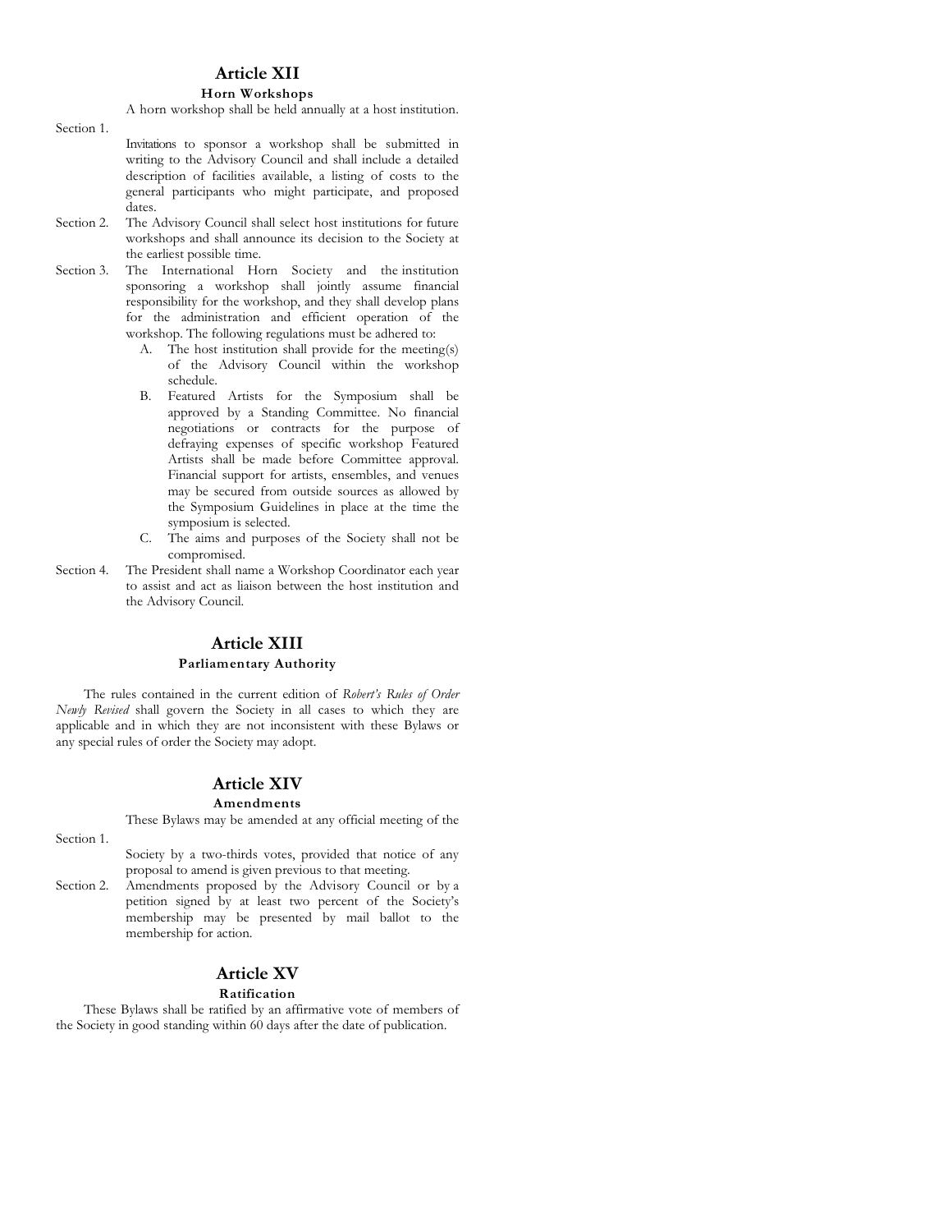## Article XII

### Horn Workshops

A horn workshop shall be held annually at a host institution.

Section 1. Invitations to sponsor a workshop shall be submitted in writing to the Advisory Council and shall include a detailed description of facilities available, a listing of costs to the general participants who might participate, and proposed dates.

Section 2. The Advisory Council shall select host institutions for future workshops and shall announce its decision to the Society at the earliest possible time.

Section 3. The International Horn Society and the institution sponsoring a workshop shall jointly assume financial responsibility for the workshop, and they shall develop plans for the administration and efficient operation of the workshop. The following regulations must be adhered to:

A. The host institution shall provide for the meeting(s) of the Advisory Council within the workshop schedule.

B. Featured Artists for the Symposium shall be approved by a Standing Committee. No financial negotiations or contracts for the purpose of defraying expenses of specific workshop Featured Artists shall be made before Committee approval. Financial support for artists, ensembles, and venues may be secured from outside sources as allowed by the Symposium Guidelines in place at the time the symposium is selected.

C. The aims and purposes of the Society shall not be compromised.

Section 4. The President shall name a Workshop Coordinator each year to assist and act as liaison between the host institution and the Advisory Council.

## Article XIII

### Parliamentary Authority

The rules contained in the current edition of *Robert's Rules of Order Newly Revised* shall govern the Society in all cases to which they are applicable and in which they are not inconsistent with these Bylaws or any special rules of order the Society may adopt.

## Article XIV

### Amendments

Section 1. These Bylaws may be amended at any official meeting of the Society by a two-thirds votes, provided that notice of any proposal to amend is given previous to that meeting.

Section 2. Amendments proposed by the Advisory Council or by a petition signed by at least two percent of the Society's membership may be presented by mail ballot to the membership for action.

## Article XV

### Ratification

These Bylaws shall be ratified by an affirmative vote of members of the Society in good standing within 60 days after the date of publication.